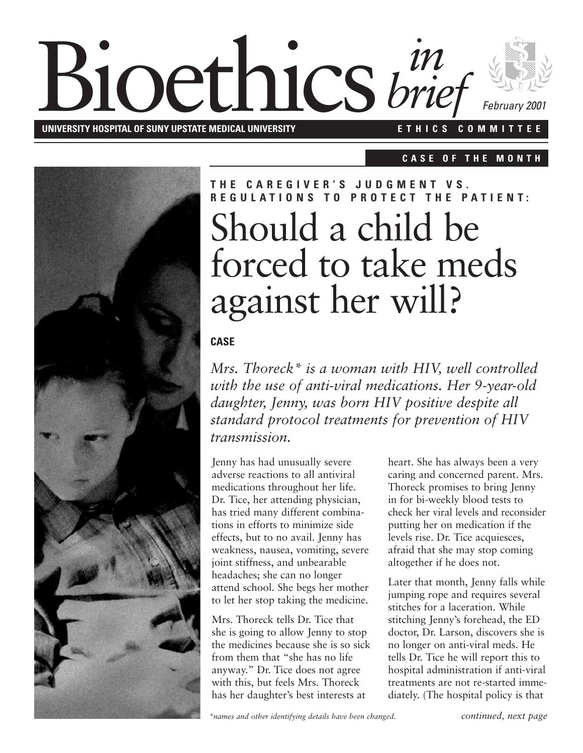# Bioethics *in brief*

February 2001

**UNIVERSITY HOSPITAL OF SUNY UPSTATE MEDICAL UNIVERSITY** — **ETHICS COMMITTEE**

**CASE OF THE MONTH**

### THE CAREGIVER'S JUDGMENT VS. REGULATIONS TO PROTECT THE PATIENT:

# Should a child be forced to take meds against her will?

**CASE**

*Mrs. Thoreck\* is a woman with HIV, well controlled with the use of anti-viral medications. Her 9-year-old daughter, Jenny, was born HIV positive despite all standard protocol treatments for prevention of HIV transmission.*

Jenny has had unusually severe adverse reactions to all antiviral medications throughout her life. Dr. Tice, her attending physician, has tried many different combinations in efforts to minimize side effects, but to no avail. Jenny has weakness, nausea, vomiting, severe joint stiffness, and unbearable headaches; she can no longer attend school. She begs her mother to let her stop taking the medicine.

Mrs. Thoreck tells Dr. Tice that she is going to allow Jenny to stop the medicines because she is so sick from them that "she has no life anyway." Dr. Tice does not agree with this, but feels Mrs. Thoreck has her daughter's best interests at heart. She has always been a very caring and concerned parent. Mrs. Thoreck promises to bring Jenny in for bi-weekly blood tests to check her viral levels and reconsider putting her on medication if the levels rise. Dr. Tice acquiesces, afraid that she may stop coming altogether if he does not.

Later that month, Jenny falls while jumping rope and requires several stitches for a laceration. While stitching Jenny's forehead, the ED doctor, Dr. Larson, discovers she is no longer on anti-viral meds. He tells Dr. Tice he will report this to hospital administration if anti-viral treatments are not re-started immediately. (The hospital policy is that

*\*names and other identifying details have been changed.*

*continued, next page*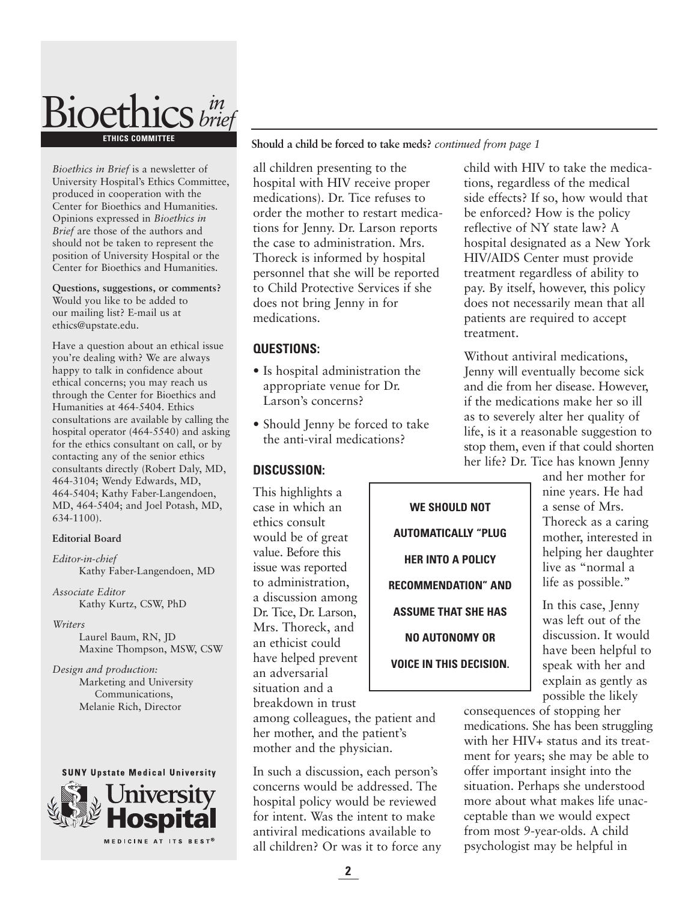# Bioethics *in brief*

**ETHICS COMMITTEE**

*Bioethics in Brief* is a newsletter of University Hospital's Ethics Committee, produced in cooperation with the Center for Bioethics and Humanities. Opinions expressed in *Bioethics in Brief* are those of the authors and should not be taken to represent the position of University Hospital or the Center for Bioethics and Humanities.

**Questions, suggestions, or comments?** Would you like to be added to our mailing list? E-mail us at ethics@upstate.edu.

Have a question about an ethical issue you're dealing with? We are always happy to talk in confidence about ethical concerns; you may reach us through the Center for Bioethics and Humanities at 464-5404. Ethics consultations are available by calling the hospital operator (464-5540) and asking for the ethics consultant on call, or by contacting any of the senior ethics consultants directly (Robert Daly, MD, 464-3104; Wendy Edwards, MD, 464-5404; Kathy Faber-Langendoen, MD, 464-5404; and Joel Potash, MD, 634-1100).

**Editorial Board**

*Editor-in-chief*
Kathy Faber-Langendoen, MD

*Associate Editor*
Kathy Kurtz, CSW, PhD

*Writers*
Laurel Baum, RN, JD
Maxine Thompson, MSW, CSW

*Design and production:*
Marketing and University Communications,
Melanie Rich, Director

SUNY Upstate Medical University
University Hospital
MEDICINE AT ITS BEST®

**Should a child be forced to take meds?** *continued from page 1*

all children presenting to the hospital with HIV receive proper medications). Dr. Tice refuses to order the mother to restart medications for Jenny. Dr. Larson reports the case to administration. Mrs. Thoreck is informed by hospital personnel that she will be reported to Child Protective Services if she does not bring Jenny in for medications.

## QUESTIONS:

- Is hospital administration the appropriate venue for Dr. Larson's concerns?
- Should Jenny be forced to take the anti-viral medications?

## DISCUSSION:

This highlights a case in which an ethics consult would be of great value. Before this issue was reported to administration, a discussion among Dr. Tice, Dr. Larson, Mrs. Thoreck, and an ethicist could have helped prevent an adversarial situation and a breakdown in trust among colleagues, the patient and her mother, and the patient's mother and the physician.

In such a discussion, each person's concerns would be addressed. The hospital policy would be reviewed for intent. Was the intent to make antiviral medications available to all children? Or was it to force any child with HIV to take the medications, regardless of the medical side effects? If so, how would that be enforced? How is the policy reflective of NY state law? A hospital designated as a New York HIV/AIDS Center must provide treatment regardless of ability to pay. By itself, however, this policy does not necessarily mean that all patients are required to accept treatment.

Without antiviral medications, Jenny will eventually become sick and die from her disease. However, if the medications make her so ill as to severely alter her quality of life, is it a reasonable suggestion to stop them, even if that could shorten her life? Dr. Tice has known Jenny and her mother for nine years. He had a sense of Mrs. Thoreck as a caring mother, interested in helping her daughter live as "normal a life as possible."

**WE SHOULD NOT AUTOMATICALLY "PLUG HER INTO A POLICY RECOMMENDATION" AND ASSUME THAT SHE HAS NO AUTONOMY OR VOICE IN THIS DECISION.**

In this case, Jenny was left out of the discussion. It would have been helpful to speak with her and explain as gently as possible the likely consequences of stopping her medications. She has been struggling with her HIV+ status and its treatment for years; she may be able to offer important insight into the situation. Perhaps she understood more about what makes life unacceptable than we would expect from most 9-year-olds. A child psychologist may be helpful in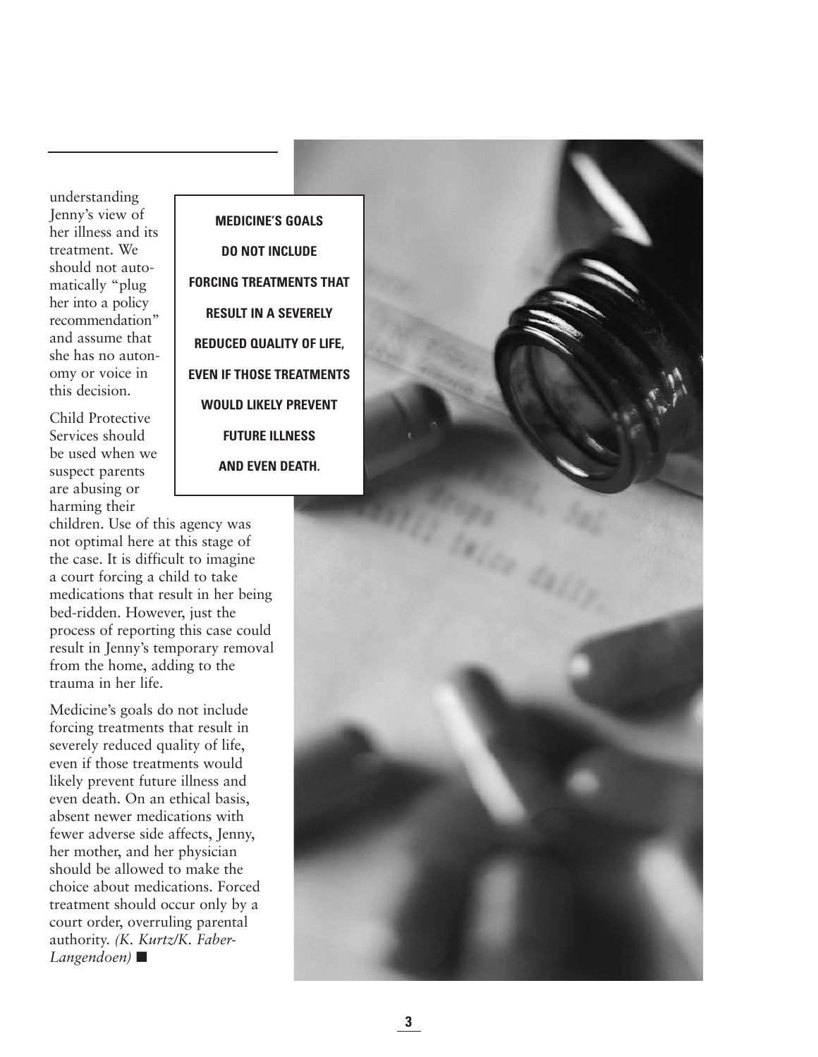understanding Jenny's view of her illness and its treatment. We should not automatically "plug her into a policy recommendation" and assume that she has no autonomy or voice in this decision.

**MEDICINE'S GOALS DO NOT INCLUDE FORCING TREATMENTS THAT RESULT IN A SEVERELY REDUCED QUALITY OF LIFE, EVEN IF THOSE TREATMENTS WOULD LIKELY PREVENT FUTURE ILLNESS AND EVEN DEATH.**

Child Protective Services should be used when we suspect parents are abusing or harming their children. Use of this agency was not optimal here at this stage of the case. It is difficult to imagine a court forcing a child to take medications that result in her being bed-ridden. However, just the process of reporting this case could result in Jenny's temporary removal from the home, adding to the trauma in her life.

Medicine's goals do not include forcing treatments that result in severely reduced quality of life, even if those treatments would likely prevent future illness and even death. On an ethical basis, absent newer medications with fewer adverse side affects, Jenny, her mother, and her physician should be allowed to make the choice about medications. Forced treatment should occur only by a court order, overruling parental authority. *(K. Kurtz/K. Faber-Langendoen)* ■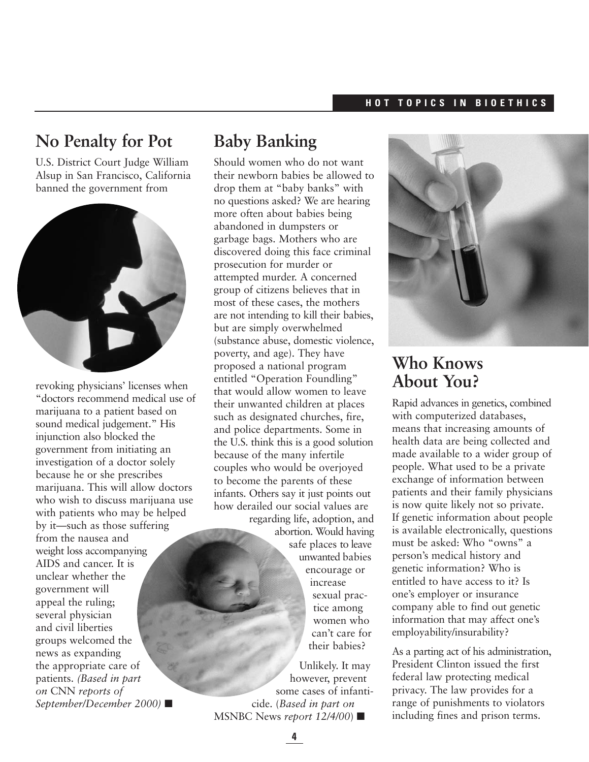## No Penalty for Pot

U.S. District Court Judge William Alsup in San Francisco, California banned the government from revoking physicians' licenses when "doctors recommend medical use of marijuana to a patient based on sound medical judgement." His injunction also blocked the government from initiating an investigation of a doctor solely because he or she prescribes marijuana. This will allow doctors who wish to discuss marijuana use with patients who may be helped by it—such as those suffering from the nausea and weight loss accompanying AIDS and cancer. It is unclear whether the government will appeal the ruling; several physician and civil liberties groups welcomed the news as expanding the appropriate care of patients. *(Based in part on* CNN *reports of September/December 2000)* ■

## Baby Banking

Should women who do not want their newborn babies be allowed to drop them at "baby banks" with no questions asked? We are hearing more often about babies being abandoned in dumpsters or garbage bags. Mothers who are discovered doing this face criminal prosecution for murder or attempted murder. A concerned group of citizens believes that in most of these cases, the mothers are not intending to kill their babies, but are simply overwhelmed (substance abuse, domestic violence, poverty, and age). They have proposed a national program entitled "Operation Foundling" that would allow women to leave their unwanted children at places such as designated churches, fire, and police departments. Some in the U.S. think this is a good solution because of the many infertile couples who would be overjoyed to become the parents of these infants. Others say it just points out how derailed our social values are regarding life, adoption, and abortion. Would having safe places to leave unwanted babies encourage or increase sexual practice among women who can't care for their babies?

Unlikely. It may however, prevent some cases of infanticide. (*Based in part on* MSNBC News *report 12/4/00*) ■

## Who Knows About You?

Rapid advances in genetics, combined with computerized databases, means that increasing amounts of health data are being collected and made available to a wider group of people. What used to be a private exchange of information between patients and their family physicians is now quite likely not so private. If genetic information about people is available electronically, questions must be asked: Who "owns" a person's medical history and genetic information? Who is entitled to have access to it? Is one's employer or insurance company able to find out genetic information that may affect one's employability/insurability?

As a parting act of his administration, President Clinton issued the first federal law protecting medical privacy. The law provides for a range of punishments to violators including fines and prison terms.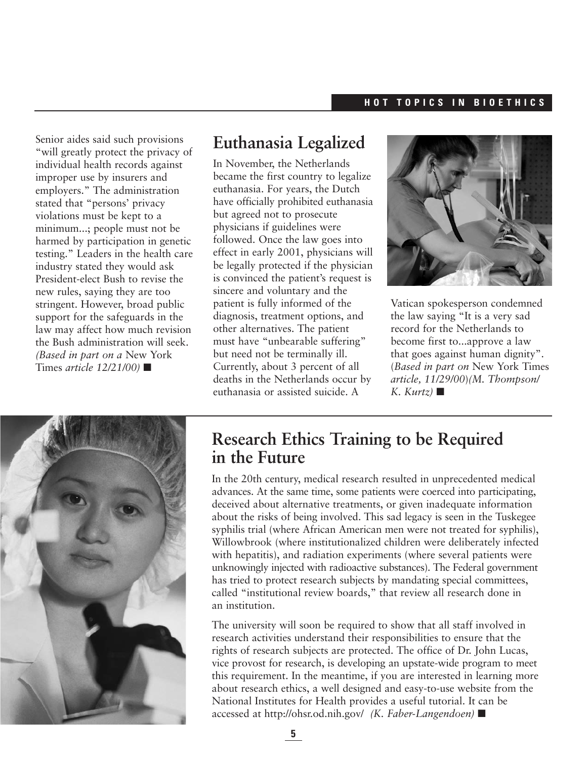Senior aides said such provisions "will greatly protect the privacy of individual health records against improper use by insurers and employers." The administration stated that "persons' privacy violations must be kept to a minimum...; people must not be harmed by participation in genetic testing." Leaders in the health care industry stated they would ask President-elect Bush to revise the new rules, saying they are too stringent. However, broad public support for the safeguards in the law may affect how much revision the Bush administration will seek. *(Based in part on a* New York Times *article 12/21/00)* ■

## Euthanasia Legalized

In November, the Netherlands became the first country to legalize euthanasia. For years, the Dutch have officially prohibited euthanasia but agreed not to prosecute physicians if guidelines were followed. Once the law goes into effect in early 2001, physicians will be legally protected if the physician is convinced the patient's request is sincere and voluntary and the patient is fully informed of the diagnosis, treatment options, and other alternatives. The patient must have "unbearable suffering" but need not be terminally ill. Currently, about 3 percent of all deaths in the Netherlands occur by euthanasia or assisted suicide. A Vatican spokesperson condemned the law saying "It is a very sad record for the Netherlands to become first to...approve a law that goes against human dignity". (*Based in part on* New York Times *article, 11/29/00)(M. Thompson/ K. Kurtz)* ■

## Research Ethics Training to be Required in the Future

In the 20th century, medical research resulted in unprecedented medical advances. At the same time, some patients were coerced into participating, deceived about alternative treatments, or given inadequate information about the risks of being involved. This sad legacy is seen in the Tuskegee syphilis trial (where African American men were not treated for syphilis), Willowbrook (where institutionalized children were deliberately infected with hepatitis), and radiation experiments (where several patients were unknowingly injected with radioactive substances). The Federal government has tried to protect research subjects by mandating special committees, called "institutional review boards," that review all research done in an institution.

The university will soon be required to show that all staff involved in research activities understand their responsibilities to ensure that the rights of research subjects are protected. The office of Dr. John Lucas, vice provost for research, is developing an upstate-wide program to meet this requirement. In the meantime, if you are interested in learning more about research ethics, a well designed and easy-to-use website from the National Institutes for Health provides a useful tutorial. It can be accessed at http://ohsr.od.nih.gov/ *(K. Faber-Langendoen)* ■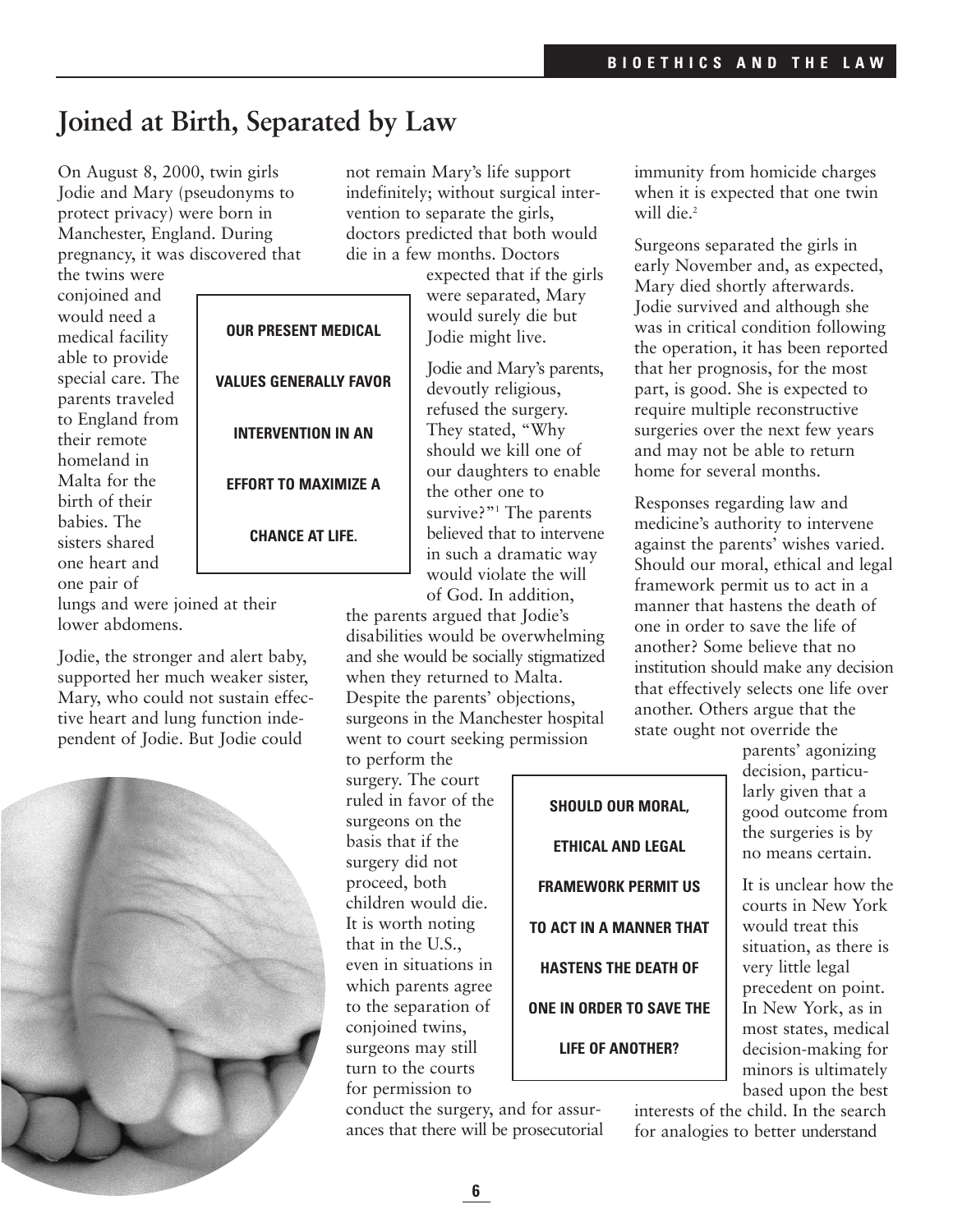# Joined at Birth, Separated by Law

On August 8, 2000, twin girls Jodie and Mary (pseudonyms to protect privacy) were born in Manchester, England. During pregnancy, it was discovered that the twins were conjoined and would need a medical facility able to provide special care. The parents traveled to England from their remote homeland in Malta for the birth of their babies. The sisters shared one heart and one pair of lungs and were joined at their lower abdomens.

**OUR PRESENT MEDICAL VALUES GENERALLY FAVOR INTERVENTION IN AN EFFORT TO MAXIMIZE A CHANCE AT LIFE.**

Jodie, the stronger and alert baby, supported her much weaker sister, Mary, who could not sustain effective heart and lung function independent of Jodie. But Jodie could not remain Mary's life support indefinitely; without surgical intervention to separate the girls, doctors predicted that both would die in a few months. Doctors expected that if the girls were separated, Mary would surely die but Jodie might live.

Jodie and Mary's parents, devoutly religious, refused the surgery. They stated, "Why should we kill one of our daughters to enable the other one to survive?"[1] The parents believed that to intervene in such a dramatic way would violate the will of God. In addition, the parents argued that Jodie's disabilities would be overwhelming and she would be socially stigmatized when they returned to Malta. Despite the parents' objections, surgeons in the Manchester hospital went to court seeking permission to perform the surgery. The court ruled in favor of the surgeons on the basis that if the surgery did not proceed, both children would die. It is worth noting that in the U.S., even in situations in which parents agree to the separation of conjoined twins, surgeons may still turn to the courts for permission to conduct the surgery, and for assurances that there will be prosecutorial immunity from homicide charges when it is expected that one twin will die.[2]

**SHOULD OUR MORAL, ETHICAL AND LEGAL FRAMEWORK PERMIT US TO ACT IN A MANNER THAT HASTENS THE DEATH OF ONE IN ORDER TO SAVE THE LIFE OF ANOTHER?**

Surgeons separated the girls in early November and, as expected, Mary died shortly afterwards. Jodie survived and although she was in critical condition following the operation, it has been reported that her prognosis, for the most part, is good. She is expected to require multiple reconstructive surgeries over the next few years and may not be able to return home for several months.

Responses regarding law and medicine's authority to intervene against the parents' wishes varied. Should our moral, ethical and legal framework permit us to act in a manner that hastens the death of one in order to save the life of another? Some believe that no institution should make any decision that effectively selects one life over another. Others argue that the state ought not override the parents' agonizing decision, particularly given that a good outcome from the surgeries is by no means certain.

It is unclear how the courts in New York would treat this situation, as there is very little legal precedent on point. In New York, as in most states, medical decision-making for minors is ultimately based upon the best interests of the child. In the search for analogies to better understand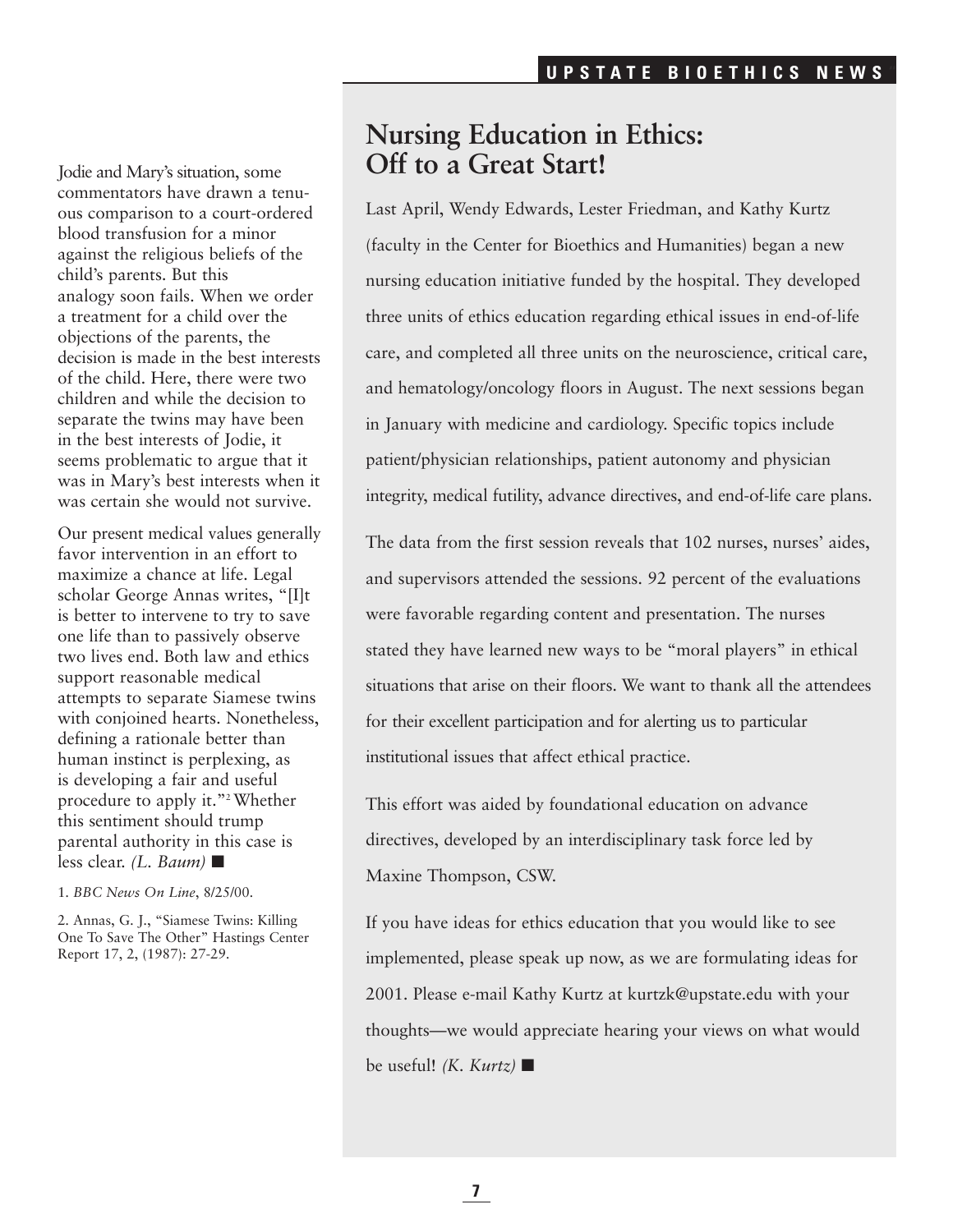Jodie and Mary's situation, some commentators have drawn a tenuous comparison to a court-ordered blood transfusion for a minor against the religious beliefs of the child's parents. But this analogy soon fails. When we order a treatment for a child over the objections of the parents, the decision is made in the best interests of the child. Here, there were two children and while the decision to separate the twins may have been in the best interests of Jodie, it seems problematic to argue that it was in Mary's best interests when it was certain she would not survive.

Our present medical values generally favor intervention in an effort to maximize a chance at life. Legal scholar George Annas writes, "[I]t is better to intervene to try to save one life than to passively observe two lives end. Both law and ethics support reasonable medical attempts to separate Siamese twins with conjoined hearts. Nonetheless, defining a rationale better than human instinct is perplexing, as is developing a fair and useful procedure to apply it."[2] Whether this sentiment should trump parental authority in this case is less clear. *(L. Baum)* ■

1. *BBC News On Line*, 8/25/00.

2. Annas, G. J., "Siamese Twins: Killing One To Save The Other" Hastings Center Report 17, 2, (1987): 27-29.

## Nursing Education in Ethics: Off to a Great Start!

Last April, Wendy Edwards, Lester Friedman, and Kathy Kurtz (faculty in the Center for Bioethics and Humanities) began a new nursing education initiative funded by the hospital. They developed three units of ethics education regarding ethical issues in end-of-life care, and completed all three units on the neuroscience, critical care, and hematology/oncology floors in August. The next sessions began in January with medicine and cardiology. Specific topics include patient/physician relationships, patient autonomy and physician integrity, medical futility, advance directives, and end-of-life care plans.

The data from the first session reveals that 102 nurses, nurses' aides, and supervisors attended the sessions. 92 percent of the evaluations were favorable regarding content and presentation. The nurses stated they have learned new ways to be "moral players" in ethical situations that arise on their floors. We want to thank all the attendees for their excellent participation and for alerting us to particular institutional issues that affect ethical practice.

This effort was aided by foundational education on advance directives, developed by an interdisciplinary task force led by Maxine Thompson, CSW.

If you have ideas for ethics education that you would like to see implemented, please speak up now, as we are formulating ideas for 2001. Please e-mail Kathy Kurtz at kurtzk@upstate.edu with your thoughts—we would appreciate hearing your views on what would be useful! *(K. Kurtz)* ■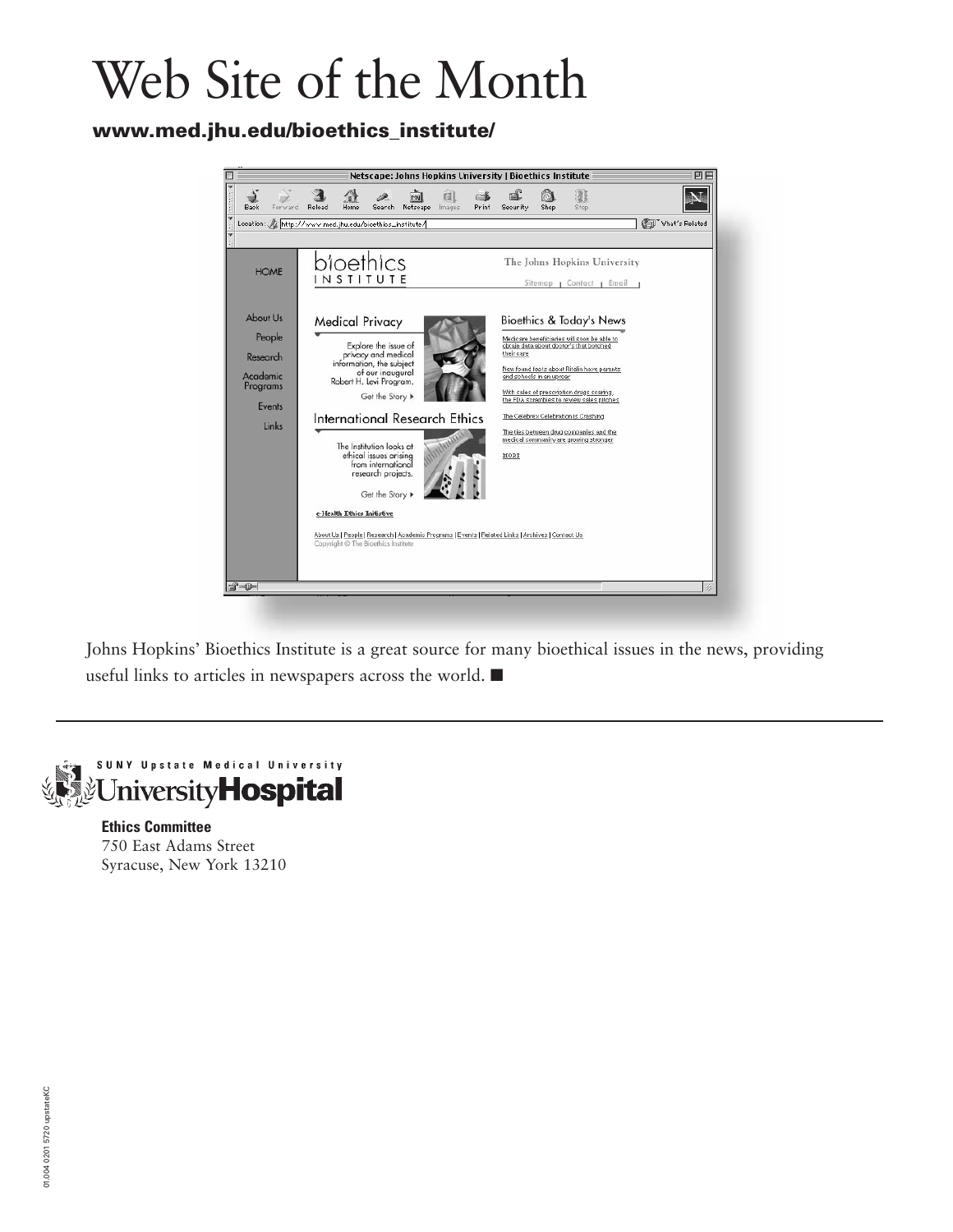# Web Site of the Month

**www.med.jhu.edu/bioethics_institute/**

Johns Hopkins' Bioethics Institute is a great source for many bioethical issues in the news, providing useful links to articles in newspapers across the world. ■

---

SUNY Upstate Medical University

University**Hospital**

**Ethics Committee**
750 East Adams Street
Syracuse, New York 13210

01.004 0201 5720 upstateKC